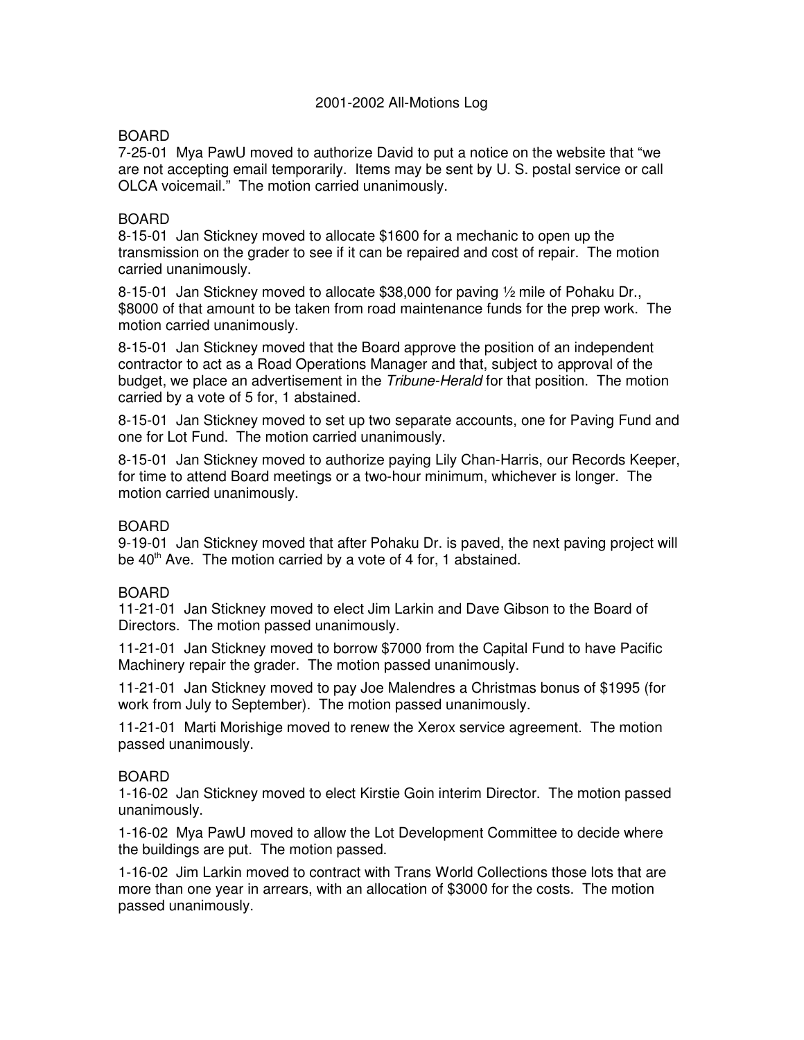# 2001-2002 All-Motions Log

BOARD

7-25-01 Mya PawU moved to authorize David to put a notice on the website that "we are not accepting email temporarily. Items may be sent by U. S. postal service or call OLCA voicemail." The motion carried unanimously.

BOARD

8-15-01 Jan Stickney moved to allocate $1600 for a mechanic to open up the transmission on the grader to see if it can be repaired and cost of repair. The motion carried unanimously.

8-15-01 Jan Stickney moved to allocate $38,000 for paving ½ mile of Pohaku Dr., $8000 of that amount to be taken from road maintenance funds for the prep work. The motion carried unanimously.

8-15-01 Jan Stickney moved that the Board approve the position of an independent contractor to act as a Road Operations Manager and that, subject to approval of the budget, we place an advertisement in the *Tribune-Herald* for that position. The motion carried by a vote of 5 for, 1 abstained.

8-15-01 Jan Stickney moved to set up two separate accounts, one for Paving Fund and one for Lot Fund. The motion carried unanimously.

8-15-01 Jan Stickney moved to authorize paying Lily Chan-Harris, our Records Keeper, for time to attend Board meetings or a two-hour minimum, whichever is longer. The motion carried unanimously.

BOARD

9-19-01 Jan Stickney moved that after Pohaku Dr. is paved, the next paving project will be 40th Ave. The motion carried by a vote of 4 for, 1 abstained.

BOARD

11-21-01 Jan Stickney moved to elect Jim Larkin and Dave Gibson to the Board of Directors. The motion passed unanimously.

11-21-01 Jan Stickney moved to borrow $7000 from the Capital Fund to have Pacific Machinery repair the grader. The motion passed unanimously.

11-21-01 Jan Stickney moved to pay Joe Malendres a Christmas bonus of $1995 (for work from July to September). The motion passed unanimously.

11-21-01 Marti Morishige moved to renew the Xerox service agreement. The motion passed unanimously.

BOARD

1-16-02 Jan Stickney moved to elect Kirstie Goin interim Director. The motion passed unanimously.

1-16-02 Mya PawU moved to allow the Lot Development Committee to decide where the buildings are put. The motion passed.

1-16-02 Jim Larkin moved to contract with Trans World Collections those lots that are more than one year in arrears, with an allocation of $3000 for the costs. The motion passed unanimously.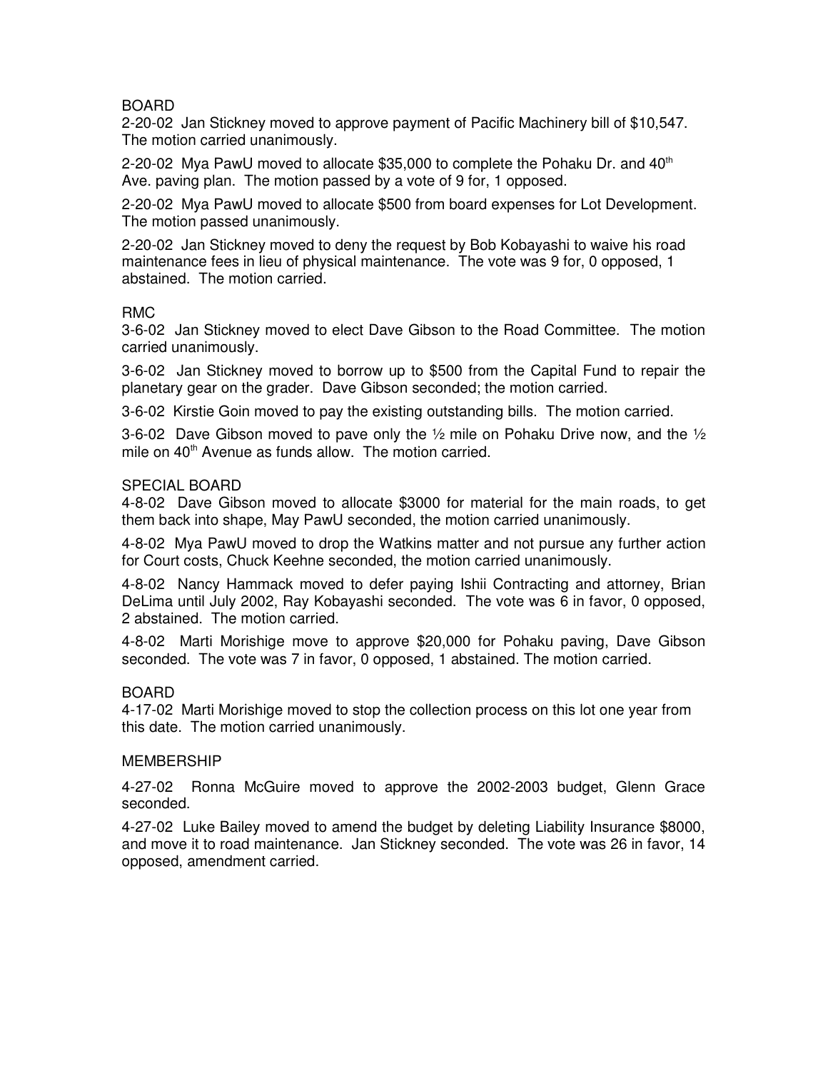BOARD

2-20-02 Jan Stickney moved to approve payment of Pacific Machinery bill of $10,547. The motion carried unanimously.

2-20-02 Mya PawU moved to allocate $35,000 to complete the Pohaku Dr. and 40th Ave. paving plan. The motion passed by a vote of 9 for, 1 opposed.

2-20-02 Mya PawU moved to allocate $500 from board expenses for Lot Development. The motion passed unanimously.

2-20-02 Jan Stickney moved to deny the request by Bob Kobayashi to waive his road maintenance fees in lieu of physical maintenance. The vote was 9 for, 0 opposed, 1 abstained. The motion carried.

RMC

3-6-02 Jan Stickney moved to elect Dave Gibson to the Road Committee. The motion carried unanimously.

3-6-02 Jan Stickney moved to borrow up to $500 from the Capital Fund to repair the planetary gear on the grader. Dave Gibson seconded; the motion carried.

3-6-02 Kirstie Goin moved to pay the existing outstanding bills. The motion carried.

3-6-02 Dave Gibson moved to pave only the ½ mile on Pohaku Drive now, and the ½ mile on 40th Avenue as funds allow. The motion carried.

SPECIAL BOARD

4-8-02 Dave Gibson moved to allocate $3000 for material for the main roads, to get them back into shape, May PawU seconded, the motion carried unanimously.

4-8-02 Mya PawU moved to drop the Watkins matter and not pursue any further action for Court costs, Chuck Keehne seconded, the motion carried unanimously.

4-8-02 Nancy Hammack moved to defer paying Ishii Contracting and attorney, Brian DeLima until July 2002, Ray Kobayashi seconded. The vote was 6 in favor, 0 opposed, 2 abstained. The motion carried.

4-8-02 Marti Morishige move to approve $20,000 for Pohaku paving, Dave Gibson seconded. The vote was 7 in favor, 0 opposed, 1 abstained. The motion carried.

BOARD

4-17-02 Marti Morishige moved to stop the collection process on this lot one year from this date. The motion carried unanimously.

MEMBERSHIP

4-27-02 Ronna McGuire moved to approve the 2002-2003 budget, Glenn Grace seconded.

4-27-02 Luke Bailey moved to amend the budget by deleting Liability Insurance $8000, and move it to road maintenance. Jan Stickney seconded. The vote was 26 in favor, 14 opposed, amendment carried.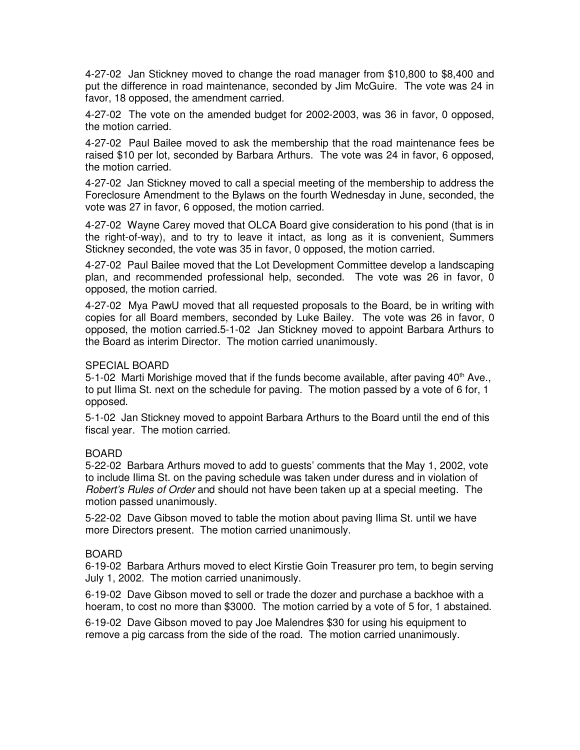4-27-02 Jan Stickney moved to change the road manager from $10,800 to $8,400 and put the difference in road maintenance, seconded by Jim McGuire. The vote was 24 in favor, 18 opposed, the amendment carried.

4-27-02 The vote on the amended budget for 2002-2003, was 36 in favor, 0 opposed, the motion carried.

4-27-02 Paul Bailee moved to ask the membership that the road maintenance fees be raised $10 per lot, seconded by Barbara Arthurs. The vote was 24 in favor, 6 opposed, the motion carried.

4-27-02 Jan Stickney moved to call a special meeting of the membership to address the Foreclosure Amendment to the Bylaws on the fourth Wednesday in June, seconded, the vote was 27 in favor, 6 opposed, the motion carried.

4-27-02 Wayne Carey moved that OLCA Board give consideration to his pond (that is in the right-of-way), and to try to leave it intact, as long as it is convenient, Summers Stickney seconded, the vote was 35 in favor, 0 opposed, the motion carried.

4-27-02 Paul Bailee moved that the Lot Development Committee develop a landscaping plan, and recommended professional help, seconded. The vote was 26 in favor, 0 opposed, the motion carried.

4-27-02 Mya PawU moved that all requested proposals to the Board, be in writing with copies for all Board members, seconded by Luke Bailey. The vote was 26 in favor, 0 opposed, the motion carried.5-1-02 Jan Stickney moved to appoint Barbara Arthurs to the Board as interim Director. The motion carried unanimously.

SPECIAL BOARD

5-1-02 Marti Morishige moved that if the funds become available, after paving 40th Ave., to put Ilima St. next on the schedule for paving. The motion passed by a vote of 6 for, 1 opposed.

5-1-02 Jan Stickney moved to appoint Barbara Arthurs to the Board until the end of this fiscal year. The motion carried.

BOARD

5-22-02 Barbara Arthurs moved to add to guests' comments that the May 1, 2002, vote to include Ilima St. on the paving schedule was taken under duress and in violation of *Robert's Rules of Order* and should not have been taken up at a special meeting. The motion passed unanimously.

5-22-02 Dave Gibson moved to table the motion about paving Ilima St. until we have more Directors present. The motion carried unanimously.

BOARD

6-19-02 Barbara Arthurs moved to elect Kirstie Goin Treasurer pro tem, to begin serving July 1, 2002. The motion carried unanimously.

6-19-02 Dave Gibson moved to sell or trade the dozer and purchase a backhoe with a hoeram, to cost no more than $3000. The motion carried by a vote of 5 for, 1 abstained.

6-19-02 Dave Gibson moved to pay Joe Malendres $30 for using his equipment to remove a pig carcass from the side of the road. The motion carried unanimously.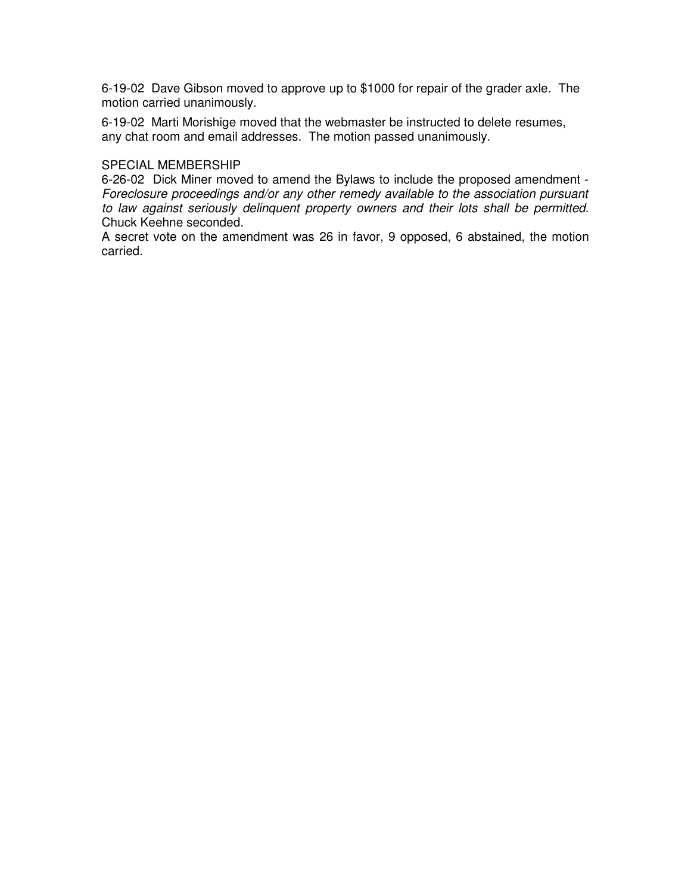6-19-02 Dave Gibson moved to approve up to $1000 for repair of the grader axle. The motion carried unanimously.

6-19-02 Marti Morishige moved that the webmaster be instructed to delete resumes, any chat room and email addresses. The motion passed unanimously.

SPECIAL MEMBERSHIP

6-26-02 Dick Miner moved to amend the Bylaws to include the proposed amendment - *Foreclosure proceedings and/or any other remedy available to the association pursuant to law against seriously delinquent property owners and their lots shall be permitted*. Chuck Keehne seconded.

A secret vote on the amendment was 26 in favor, 9 opposed, 6 abstained, the motion carried.